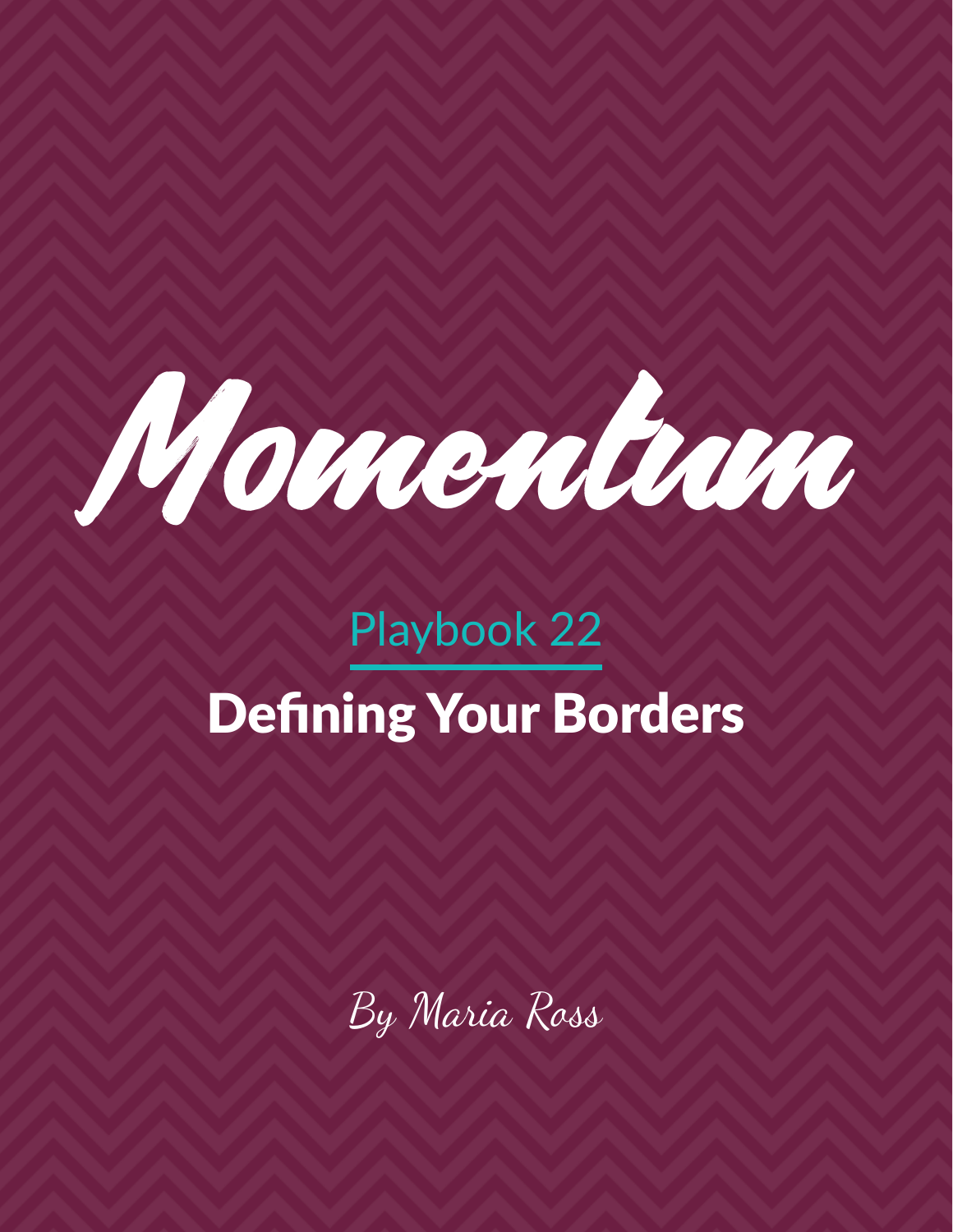# Momentum

## Playbook 22

# Defining Your Borders

*By Maria Ross*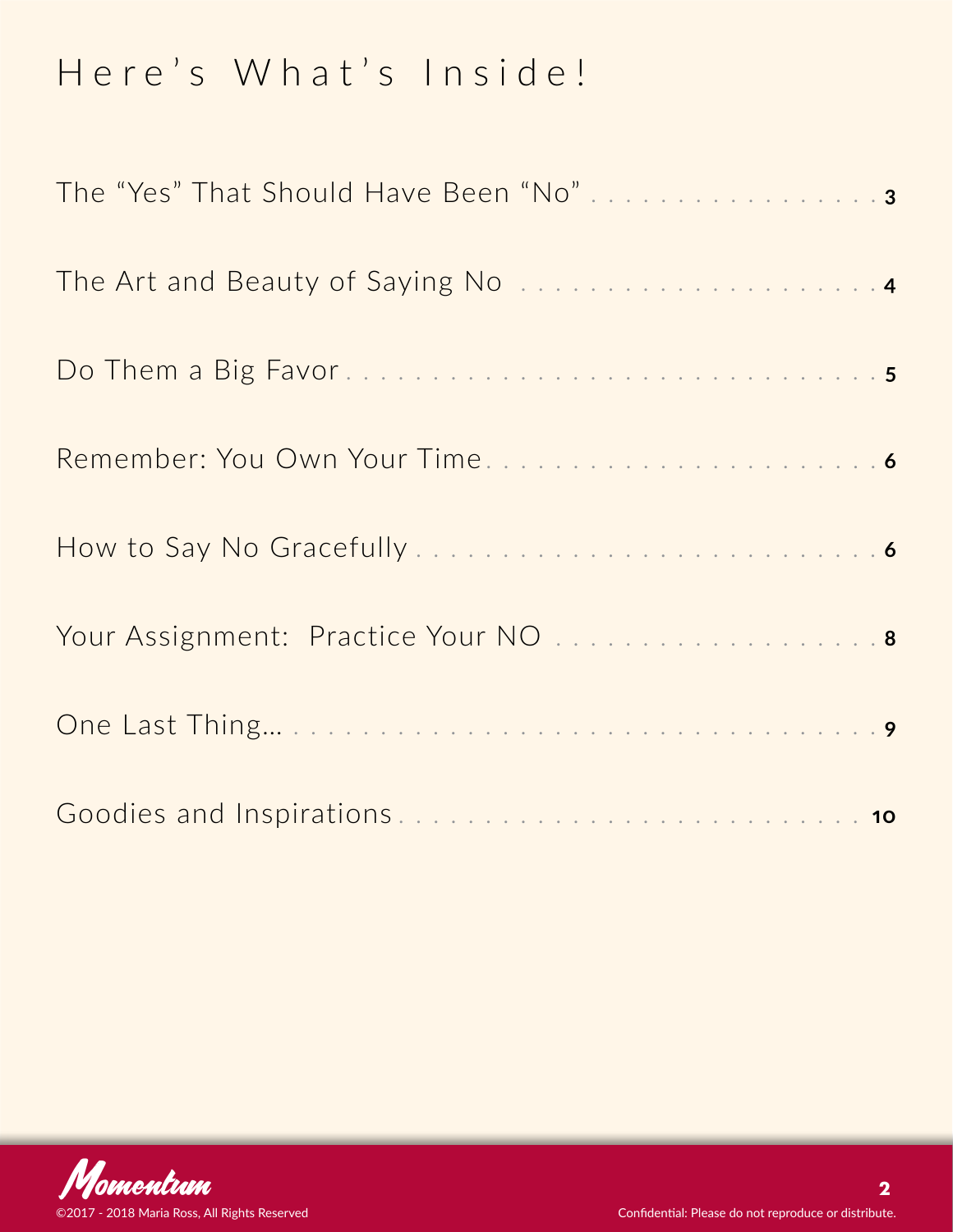# Here's What's Inside!

| | |
|---|---|
| The "Yes" That Should Have Been "No" | 3 |
| The Art and Beauty of Saying No | 4 |
| Do Them a Big Favor | 5 |
| Remember: You Own Your Time | 6 |
| How to Say No Gracefully | 6 |
| Your Assignment: Practice Your NO | 8 |
| One Last Thing... | 9 |
| Goodies and Inspirations | 10 |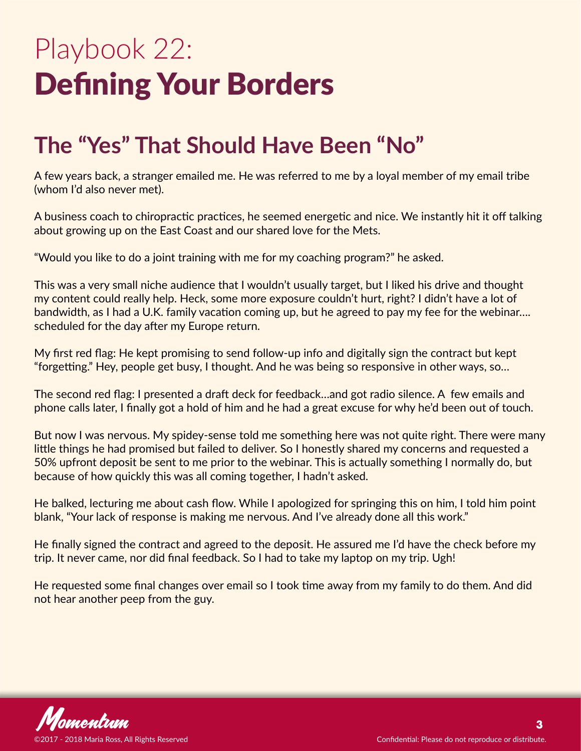# Playbook 22: Defining Your Borders

## The "Yes" That Should Have Been "No"

A few years back, a stranger emailed me. He was referred to me by a loyal member of my email tribe (whom I'd also never met).

A business coach to chiropractic practices, he seemed energetic and nice. We instantly hit it off talking about growing up on the East Coast and our shared love for the Mets.

"Would you like to do a joint training with me for my coaching program?" he asked.

This was a very small niche audience that I wouldn't usually target, but I liked his drive and thought my content could really help. Heck, some more exposure couldn't hurt, right? I didn't have a lot of bandwidth, as I had a U.K. family vacation coming up, but he agreed to pay my fee for the webinar…. scheduled for the day after my Europe return.

My first red flag: He kept promising to send follow-up info and digitally sign the contract but kept "forgetting." Hey, people get busy, I thought. And he was being so responsive in other ways, so…

The second red flag: I presented a draft deck for feedback…and got radio silence. A few emails and phone calls later, I finally got a hold of him and he had a great excuse for why he'd been out of touch.

But now I was nervous. My spidey-sense told me something here was not quite right. There were many little things he had promised but failed to deliver. So I honestly shared my concerns and requested a 50% upfront deposit be sent to me prior to the webinar. This is actually something I normally do, but because of how quickly this was all coming together, I hadn't asked.

He balked, lecturing me about cash flow. While I apologized for springing this on him, I told him point blank, "Your lack of response is making me nervous. And I've already done all this work."

He finally signed the contract and agreed to the deposit. He assured me I'd have the check before my trip. It never came, nor did final feedback. So I had to take my laptop on my trip. Ugh!

He requested some final changes over email so I took time away from my family to do them. And did not hear another peep from the guy.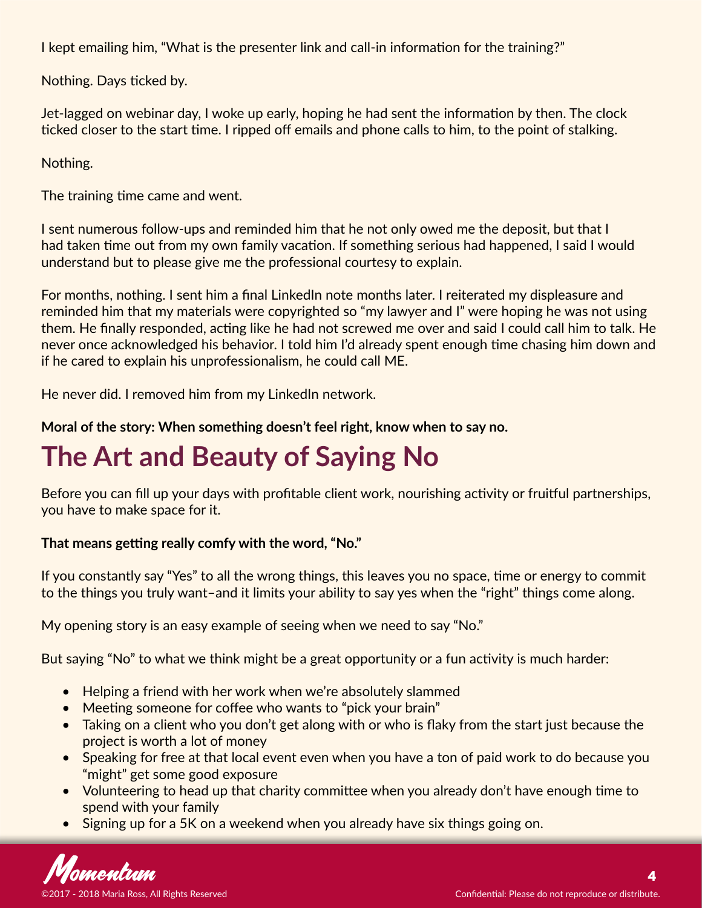I kept emailing him, "What is the presenter link and call-in information for the training?"

Nothing. Days ticked by.

Jet-lagged on webinar day, I woke up early, hoping he had sent the information by then. The clock ticked closer to the start time. I ripped off emails and phone calls to him, to the point of stalking.

Nothing.

The training time came and went.

I sent numerous follow-ups and reminded him that he not only owed me the deposit, but that I had taken time out from my own family vacation. If something serious had happened, I said I would understand but to please give me the professional courtesy to explain.

For months, nothing. I sent him a final LinkedIn note months later. I reiterated my displeasure and reminded him that my materials were copyrighted so "my lawyer and I" were hoping he was not using them. He finally responded, acting like he had not screwed me over and said I could call him to talk. He never once acknowledged his behavior. I told him I'd already spent enough time chasing him down and if he cared to explain his unprofessionalism, he could call ME.

He never did. I removed him from my LinkedIn network.

**Moral of the story: When something doesn't feel right, know when to say no.**

# The Art and Beauty of Saying No

Before you can fill up your days with profitable client work, nourishing activity or fruitful partnerships, you have to make space for it.

**That means getting really comfy with the word, "No."**

If you constantly say "Yes" to all the wrong things, this leaves you no space, time or energy to commit to the things you truly want–and it limits your ability to say yes when the "right" things come along.

My opening story is an easy example of seeing when we need to say "No."

But saying "No" to what we think might be a great opportunity or a fun activity is much harder:

- Helping a friend with her work when we're absolutely slammed
- Meeting someone for coffee who wants to "pick your brain"
- Taking on a client who you don't get along with or who is flaky from the start just because the project is worth a lot of money
- Speaking for free at that local event even when you have a ton of paid work to do because you "might" get some good exposure
- Volunteering to head up that charity committee when you already don't have enough time to spend with your family
- Signing up for a 5K on a weekend when you already have six things going on.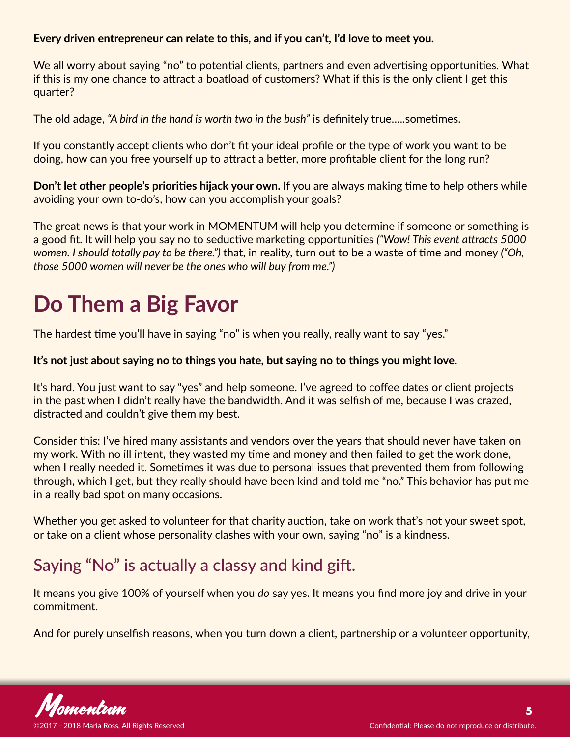**Every driven entrepreneur can relate to this, and if you can't, I'd love to meet you.**

We all worry about saying "no" to potential clients, partners and even advertising opportunities. What if this is my one chance to attract a boatload of customers? What if this is the only client I get this quarter?

The old adage, *"A bird in the hand is worth two in the bush"* is definitely true.....sometimes.

If you constantly accept clients who don't fit your ideal profile or the type of work you want to be doing, how can you free yourself up to attract a better, more profitable client for the long run?

**Don't let other people's priorities hijack your own.** If you are always making time to help others while avoiding your own to-do's, how can you accomplish your goals?

The great news is that your work in MOMENTUM will help you determine if someone or something is a good fit. It will help you say no to seductive marketing opportunities *("Wow! This event attracts 5000 women. I should totally pay to be there.")* that, in reality, turn out to be a waste of time and money *("Oh, those 5000 women will never be the ones who will buy from me.")*

# Do Them a Big Favor

The hardest time you'll have in saying "no" is when you really, really want to say "yes."

**It's not just about saying no to things you hate, but saying no to things you might love.**

It's hard. You just want to say "yes" and help someone. I've agreed to coffee dates or client projects in the past when I didn't really have the bandwidth. And it was selfish of me, because I was crazed, distracted and couldn't give them my best.

Consider this: I've hired many assistants and vendors over the years that should never have taken on my work. With no ill intent, they wasted my time and money and then failed to get the work done, when I really needed it. Sometimes it was due to personal issues that prevented them from following through, which I get, but they really should have been kind and told me "no." This behavior has put me in a really bad spot on many occasions.

Whether you get asked to volunteer for that charity auction, take on work that's not your sweet spot, or take on a client whose personality clashes with your own, saying "no" is a kindness.

## Saying "No" is actually a classy and kind gift.

It means you give 100% of yourself when you *do* say yes. It means you find more joy and drive in your commitment.

And for purely unselfish reasons, when you turn down a client, partnership or a volunteer opportunity,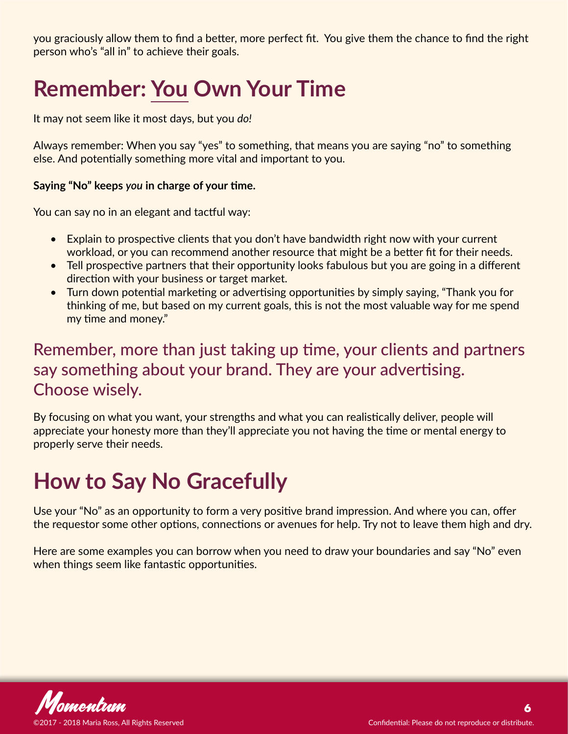you graciously allow them to find a better, more perfect fit.  You give them the chance to find the right person who's "all in" to achieve their goals.

## Remember: You Own Your Time

It may not seem like it most days, but you *do!*

Always remember: When you say "yes" to something, that means you are saying "no" to something else. And potentially something more vital and important to you.

**Saying "No" keeps *you* in charge of your time.**

You can say no in an elegant and tactful way:

- Explain to prospective clients that you don't have bandwidth right now with your current workload, or you can recommend another resource that might be a better fit for their needs.
- Tell prospective partners that their opportunity looks fabulous but you are going in a different direction with your business or target market.
- Turn down potential marketing or advertising opportunities by simply saying, "Thank you for thinking of me, but based on my current goals, this is not the most valuable way for me spend my time and money."

### Remember, more than just taking up time, your clients and partners say something about your brand. They are your advertising. Choose wisely.

By focusing on what you want, your strengths and what you can realistically deliver, people will appreciate your honesty more than they'll appreciate you not having the time or mental energy to properly serve their needs.

## How to Say No Gracefully

Use your "No" as an opportunity to form a very positive brand impression. And where you can, offer the requestor some other options, connections or avenues for help. Try not to leave them high and dry.

Here are some examples you can borrow when you need to draw your boundaries and say "No" even when things seem like fantastic opportunities.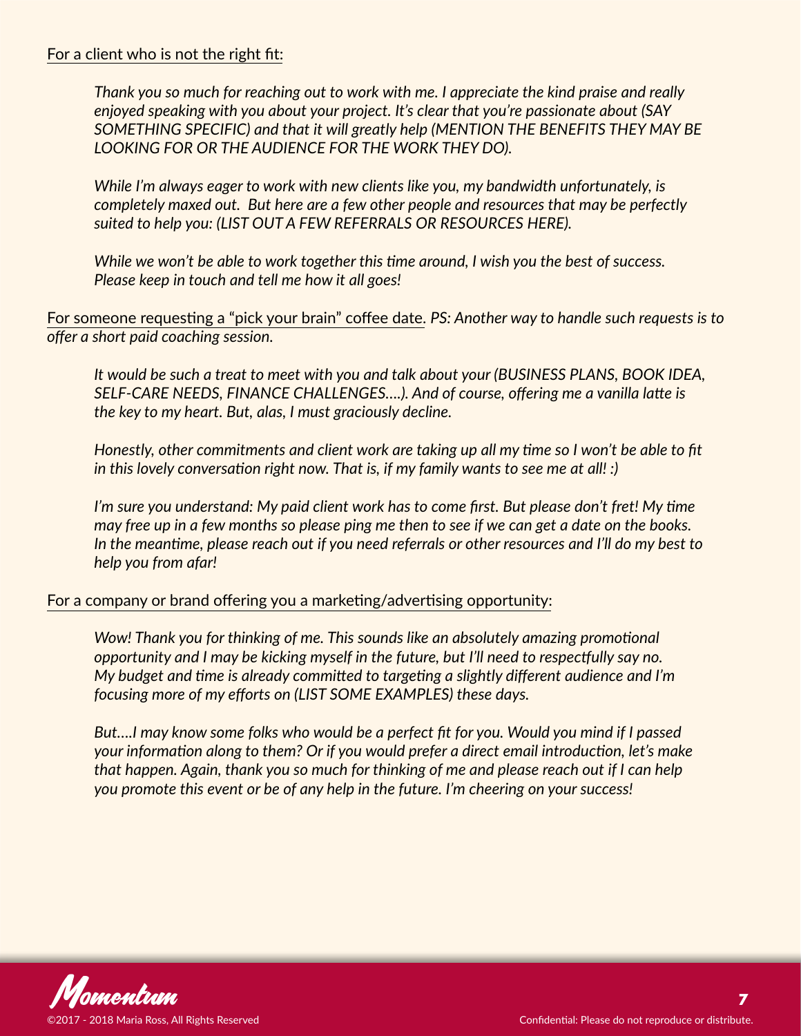For a client who is not the right fit:

> *Thank you so much for reaching out to work with me. I appreciate the kind praise and really enjoyed speaking with you about your project. It's clear that you're passionate about (SAY SOMETHING SPECIFIC) and that it will greatly help (MENTION THE BENEFITS THEY MAY BE LOOKING FOR OR THE AUDIENCE FOR THE WORK THEY DO).*
>
> *While I'm always eager to work with new clients like you, my bandwidth unfortunately, is completely maxed out. But here are a few other people and resources that may be perfectly suited to help you: (LIST OUT A FEW REFERRALS OR RESOURCES HERE).*
>
> *While we won't be able to work together this time around, I wish you the best of success. Please keep in touch and tell me how it all goes!*

For someone requesting a "pick your brain" coffee date. *PS: Another way to handle such requests is to offer a short paid coaching session.*

> *It would be such a treat to meet with you and talk about your (BUSINESS PLANS, BOOK IDEA, SELF-CARE NEEDS, FINANCE CHALLENGES….). And of course, offering me a vanilla latte is the key to my heart. But, alas, I must graciously decline.*
>
> *Honestly, other commitments and client work are taking up all my time so I won't be able to fit in this lovely conversation right now. That is, if my family wants to see me at all! :)*
>
> *I'm sure you understand: My paid client work has to come first. But please don't fret! My time may free up in a few months so please ping me then to see if we can get a date on the books. In the meantime, please reach out if you need referrals or other resources and I'll do my best to help you from afar!*

For a company or brand offering you a marketing/advertising opportunity:

> *Wow! Thank you for thinking of me. This sounds like an absolutely amazing promotional opportunity and I may be kicking myself in the future, but I'll need to respectfully say no. My budget and time is already committed to targeting a slightly different audience and I'm focusing more of my efforts on (LIST SOME EXAMPLES) these days.*
>
> *But….I may know some folks who would be a perfect fit for you. Would you mind if I passed your information along to them? Or if you would prefer a direct email introduction, let's make that happen. Again, thank you so much for thinking of me and please reach out if I can help you promote this event or be of any help in the future. I'm cheering on your success!*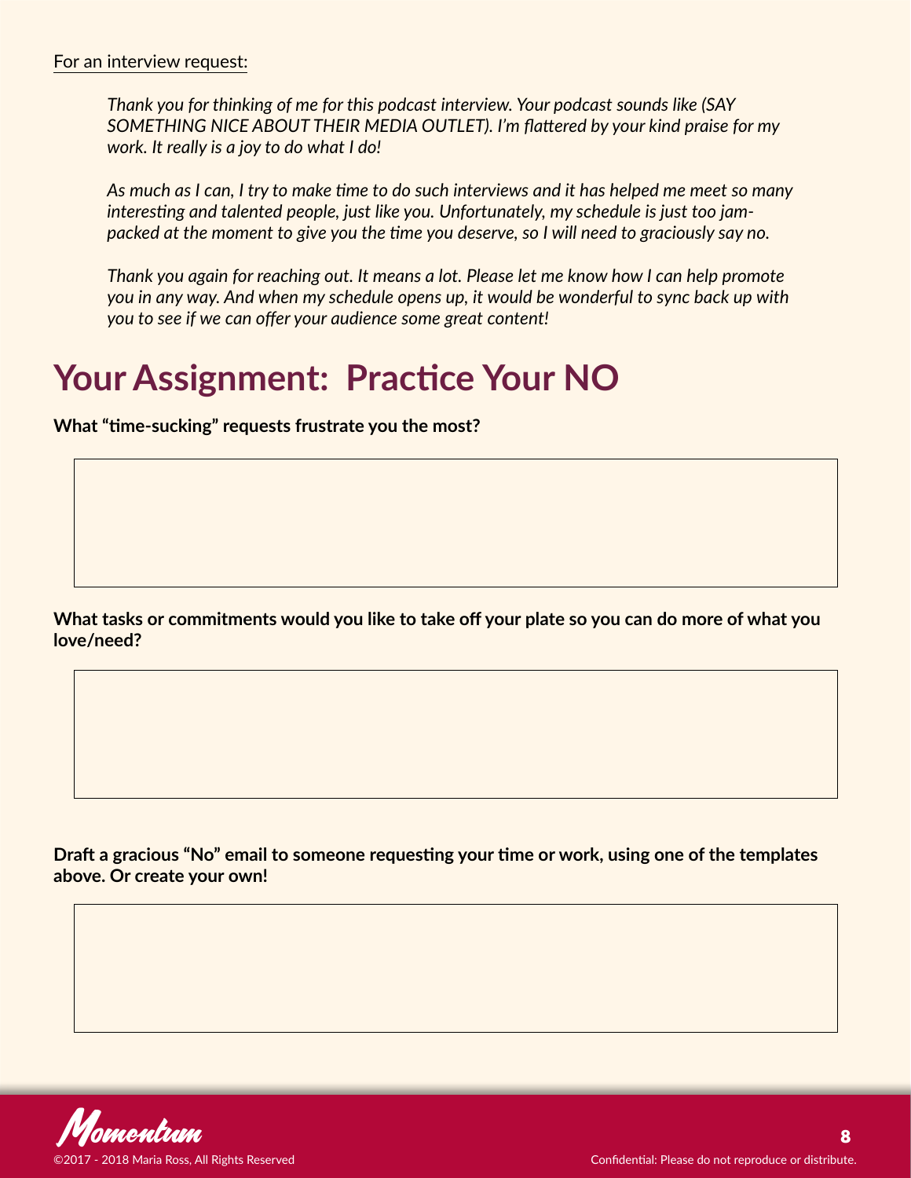For an interview request:

> *Thank you for thinking of me for this podcast interview. Your podcast sounds like (SAY SOMETHING NICE ABOUT THEIR MEDIA OUTLET). I'm flattered by your kind praise for my work. It really is a joy to do what I do!*
>
> *As much as I can, I try to make time to do such interviews and it has helped me meet so many interesting and talented people, just like you. Unfortunately, my schedule is just too jam-packed at the moment to give you the time you deserve, so I will need to graciously say no.*
>
> *Thank you again for reaching out. It means a lot. Please let me know how I can help promote you in any way. And when my schedule opens up, it would be wonderful to sync back up with you to see if we can offer your audience some great content!*

# Your Assignment: Practice Your NO

**What "time-sucking" requests frustrate you the most?**

**What tasks or commitments would you like to take off your plate so you can do more of what you love/need?**

**Draft a gracious "No" email to someone requesting your time or work, using one of the templates above. Or create your own!**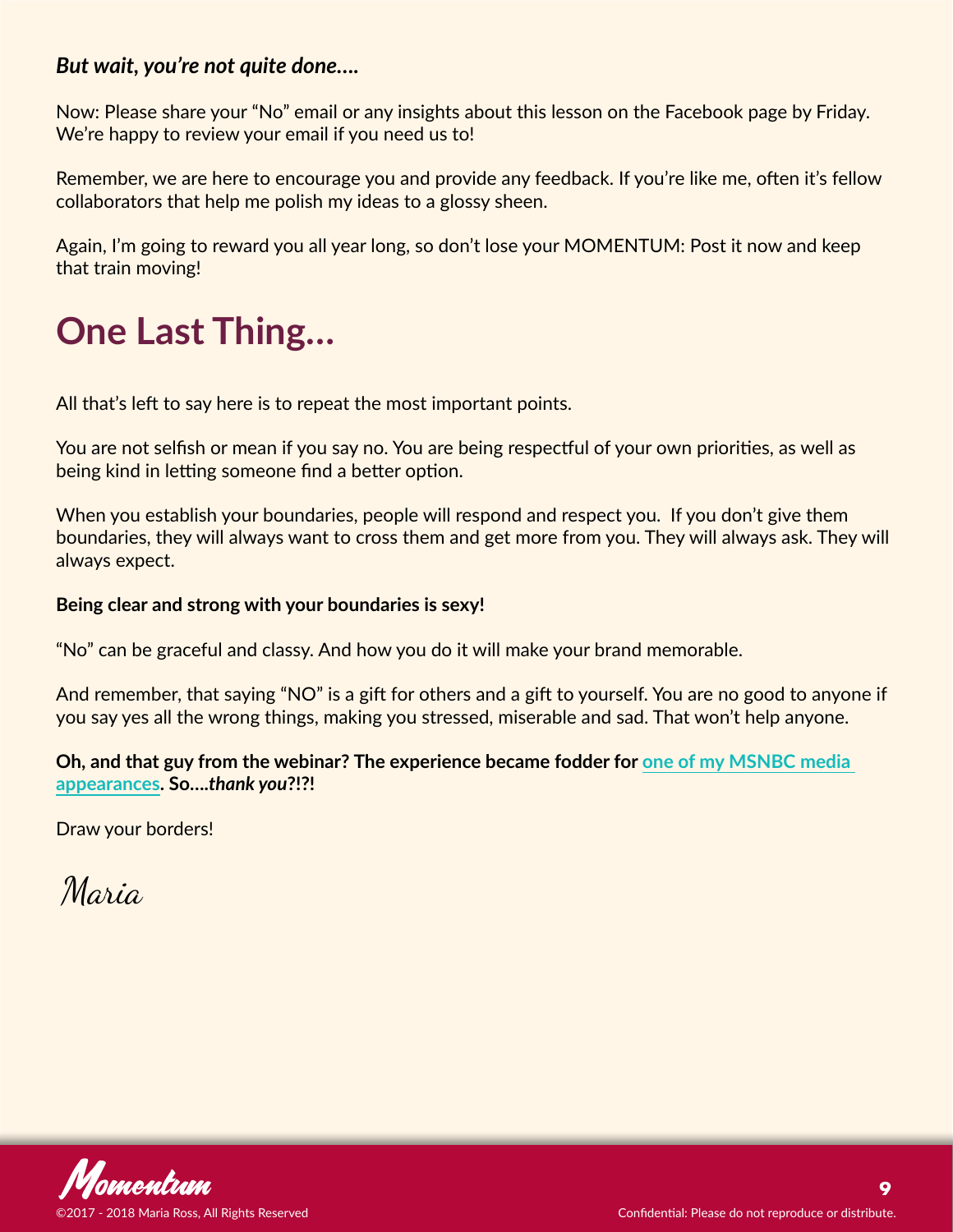***But wait, you're not quite done….***

Now: Please share your "No" email or any insights about this lesson on the Facebook page by Friday. We're happy to review your email if you need us to!

Remember, we are here to encourage you and provide any feedback. If you're like me, often it's fellow collaborators that help me polish my ideas to a glossy sheen.

Again, I'm going to reward you all year long, so don't lose your MOMENTUM: Post it now and keep that train moving!

# One Last Thing…

All that's left to say here is to repeat the most important points.

You are not selfish or mean if you say no. You are being respectful of your own priorities, as well as being kind in letting someone find a better option.

When you establish your boundaries, people will respond and respect you. If you don't give them boundaries, they will always want to cross them and get more from you. They will always ask. They will always expect.

**Being clear and strong with your boundaries is sexy!**

"No" can be graceful and classy. And how you do it will make your brand memorable.

And remember, that saying "NO" is a gift for others and a gift to yourself. You are no good to anyone if you say yes all the wrong things, making you stressed, miserable and sad. That won't help anyone.

**Oh, and that guy from the webinar? The experience became fodder for one of my MSNBC media appearances. So….*thank you*?!?!**

Draw your borders!

Maria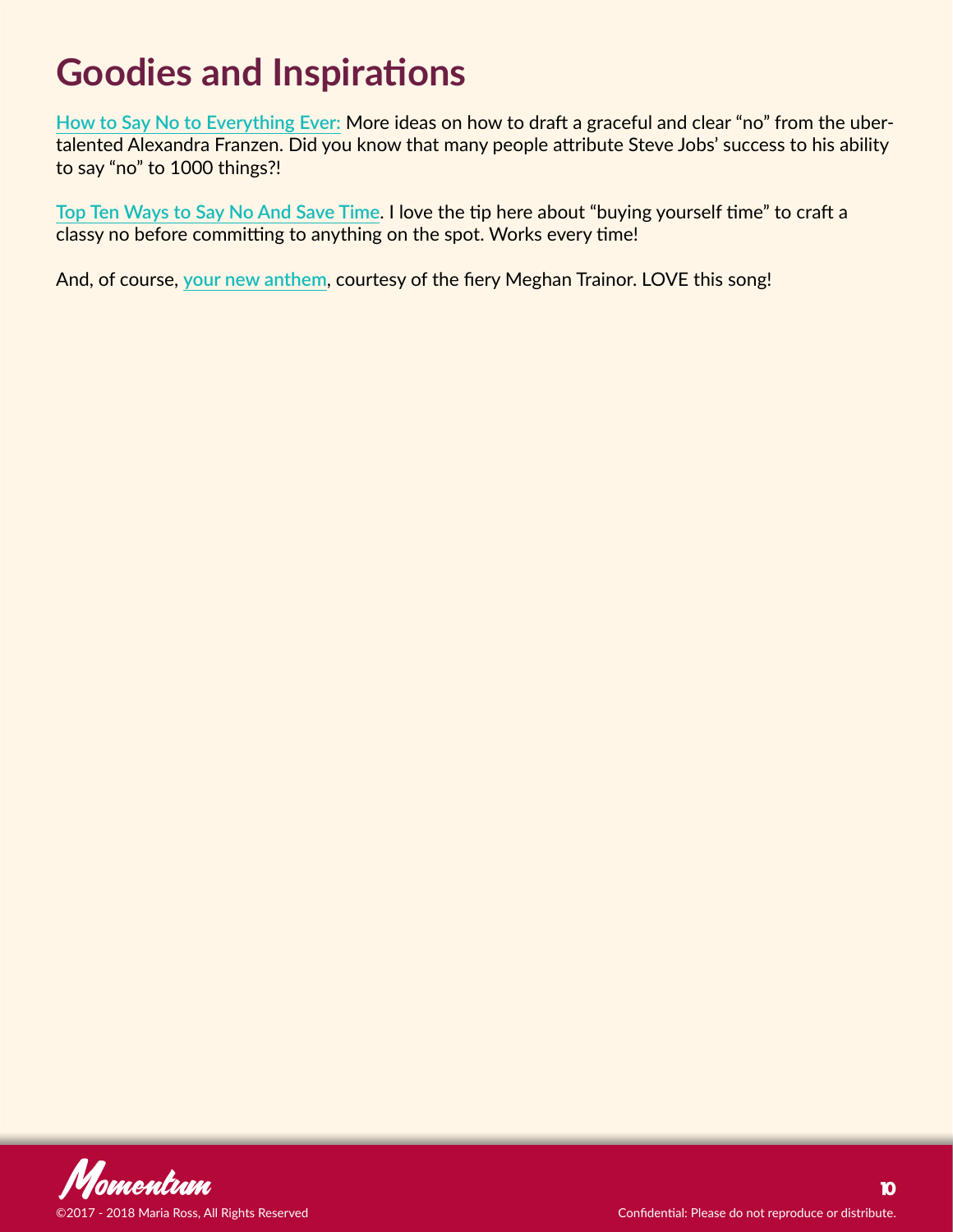# Goodies and Inspirations

How to Say No to Everything Ever: More ideas on how to draft a graceful and clear "no" from the uber-talented Alexandra Franzen. Did you know that many people attribute Steve Jobs' success to his ability to say "no" to 1000 things?!

Top Ten Ways to Say No And Save Time. I love the tip here about "buying yourself time" to craft a classy no before committing to anything on the spot. Works every time!

And, of course, your new anthem, courtesy of the fiery Meghan Trainor. LOVE this song!